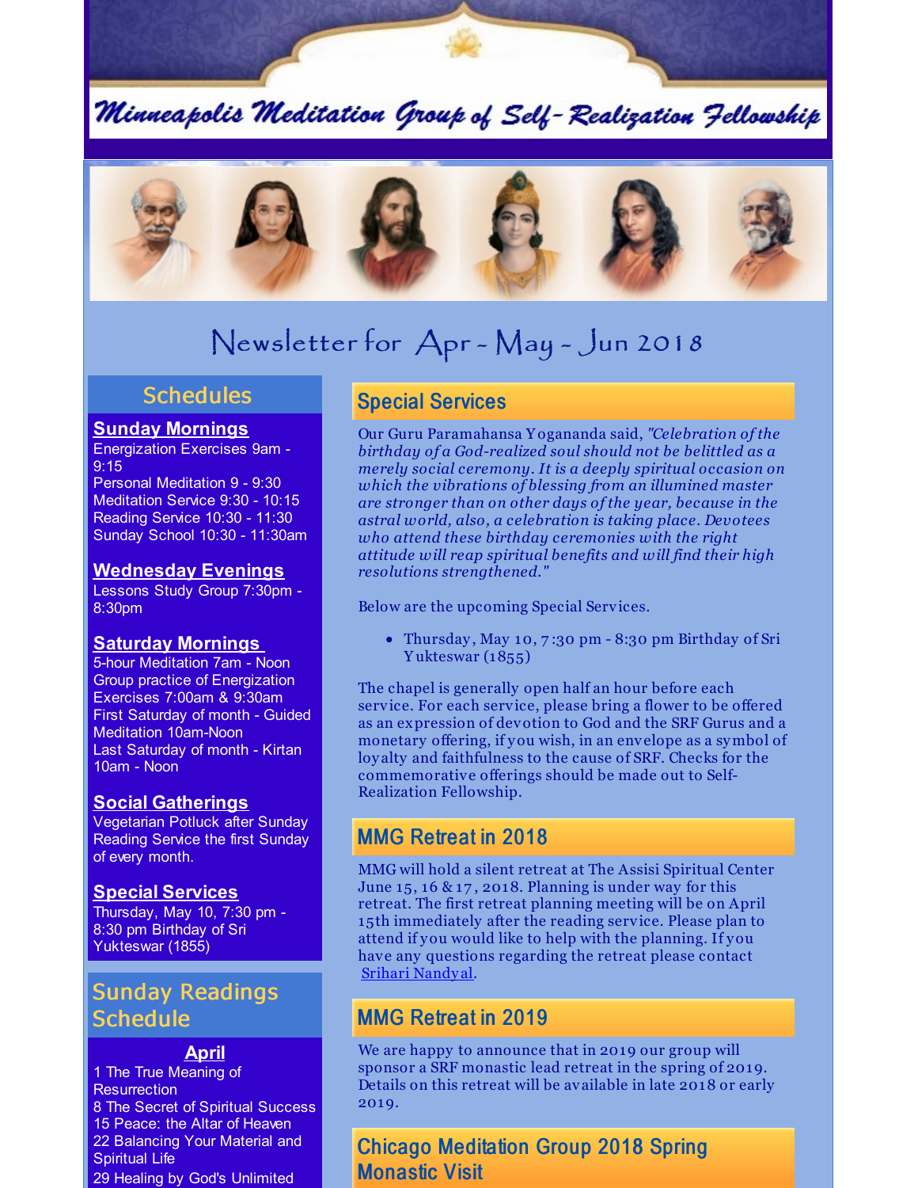# Minneapolis Meditation Group of Self-Realization Fellowship

## Newsletter for Apr - May - Jun 2018

## Schedules

**Sunday Mornings**
Energization Exercises 9am - 9:15
Personal Meditation 9 - 9:30
Meditation Service 9:30 - 10:15
Reading Service 10:30 - 11:30
Sunday School 10:30 - 11:30am

**Wednesday Evenings**
Lessons Study Group 7:30pm - 8:30pm

**Saturday Mornings**
5-hour Meditation 7am - Noon
Group practice of Energization Exercises 7:00am & 9:30am
First Saturday of month - Guided Meditation 10am-Noon
Last Saturday of month - Kirtan 10am - Noon

**Social Gatherings**
Vegetarian Potluck after Sunday Reading Service the first Sunday of every month.

**Special Services**
Thursday, May 10, 7:30 pm - 8:30 pm Birthday of Sri Yukteswar (1855)

## Sunday Readings Schedule

**April**
1 The True Meaning of Resurrection
8 The Secret of Spiritual Success
15 Peace: the Altar of Heaven
22 Balancing Your Material and Spiritual Life
29 Healing by God's Unlimited

## Special Services

Our Guru Paramahansa Yogananda said, *"Celebration of the birthday of a God-realized soul should not be belittled as a merely social ceremony. It is a deeply spiritual occasion on which the vibrations of blessing from an illumined master are stronger than on other days of the year, because in the astral world, also, a celebration is taking place. Devotees who attend these birthday ceremonies with the right attitude will reap spiritual benefits and will find their high resolutions strengthened."*

Below are the upcoming Special Services.

- Thursday, May 10, 7:30 pm - 8:30 pm Birthday of Sri Yukteswar (1855)

The chapel is generally open half an hour before each service. For each service, please bring a flower to be offered as an expression of devotion to God and the SRF Gurus and a monetary offering, if you wish, in an envelope as a symbol of loyalty and faithfulness to the cause of SRF. Checks for the commemorative offerings should be made out to Self-Realization Fellowship.

## MMG Retreat in 2018

MMG will hold a silent retreat at The Assisi Spiritual Center June 15, 16 & 17, 2018. Planning is under way for this retreat. The first retreat planning meeting will be on April 15th immediately after the reading service. Please plan to attend if you would like to help with the planning. If you have any questions regarding the retreat please contact Srihari Nandyal.

## MMG Retreat in 2019

We are happy to announce that in 2019 our group will sponsor a SRF monastic lead retreat in the spring of 2019. Details on this retreat will be available in late 2018 or early 2019.

## Chicago Meditation Group 2018 Spring Monastic Visit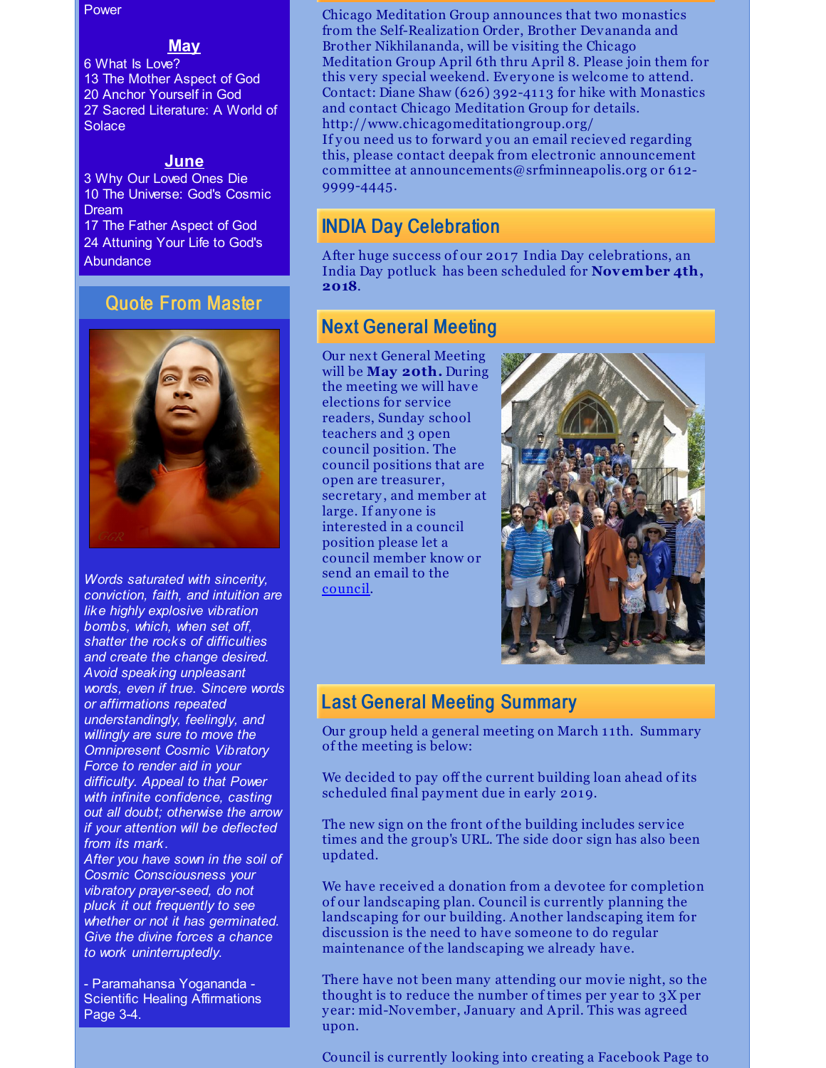Power

## May

6 What Is Love?
13 The Mother Aspect of God
20 Anchor Yourself in God
27 Sacred Literature: A World of Solace

## June

3 Why Our Loved Ones Die
10 The Universe: God's Cosmic Dream
17 The Father Aspect of God
24 Attuning Your Life to God's Abundance

## Quote From Master

*Words saturated with sincerity, conviction, faith, and intuition are like highly explosive vibration bombs, which, when set off, shatter the rocks of difficulties and create the change desired. Avoid speaking unpleasant words, even if true. Sincere words or affirmations repeated understandingly, feelingly, and willingly are sure to move the Omnipresent Cosmic Vibratory Force to render aid in your difficulty. Appeal to that Power with infinite confidence, casting out all doubt; otherwise the arrow if your attention will be deflected from its mark.*
*After you have sown in the soil of Cosmic Consciousness your vibratory prayer-seed, do not pluck it out frequently to see whether or not it has germinated. Give the divine forces a chance to work uninterruptedly.*

- Paramahansa Yogananda - Scientific Healing Affirmations Page 3-4.

Chicago Meditation Group announces that two monastics from the Self-Realization Order, Brother Devananda and Brother Nikhilananda, will be visiting the Chicago Meditation Group April 6th thru April 8. Please join them for this very special weekend. Everyone is welcome to attend. Contact: Diane Shaw (626) 392-4113 for hike with Monastics and contact Chicago Meditation Group for details. http://www.chicagomeditationgroup.org/
If you need us to forward you an email recieved regarding this, please contact deepak from electronic announcement committee at announcements@srfminneapolis.org or 612-9999-4445.

## INDIA Day Celebration

After huge success of our 2017 India Day celebrations, an India Day potluck has been scheduled for **November 4th, 2018**.

## Next General Meeting

Our next General Meeting will be **May 20th.** During the meeting we will have elections for service readers, Sunday school teachers and 3 open council position. The council positions that are open are treasurer, secretary, and member at large. If anyone is interested in a council position please let a council member know or send an email to the council.

## Last General Meeting Summary

Our group held a general meeting on March 11th. Summary of the meeting is below:

We decided to pay off the current building loan ahead of its scheduled final payment due in early 2019.

The new sign on the front of the building includes service times and the group's URL. The side door sign has also been updated.

We have received a donation from a devotee for completion of our landscaping plan. Council is currently planning the landscaping for our building. Another landscaping item for discussion is the need to have someone to do regular maintenance of the landscaping we already have.

There have not been many attending our movie night, so the thought is to reduce the number of times per year to 3X per year: mid-November, January and April. This was agreed upon.

Council is currently looking into creating a Facebook Page to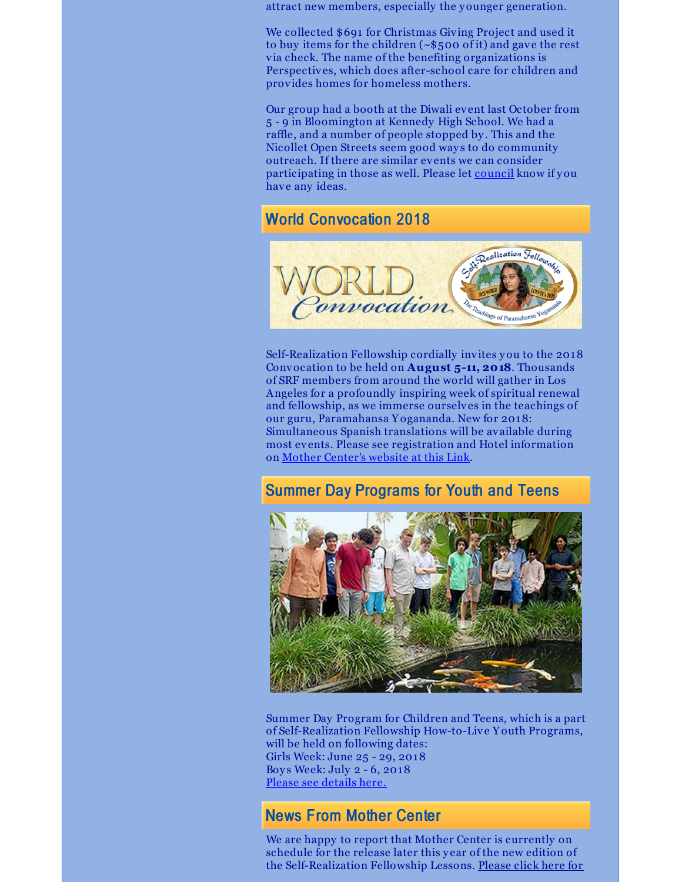attract new members, especially the younger generation.

We collected $691 for Christmas Giving Project and used it to buy items for the children (~$500 of it) and gave the rest via check. The name of the benefiting organizations is Perspectives, which does after-school care for children and provides homes for homeless mothers.

Our group had a booth at the Diwali event last October from 5 - 9 in Bloomington at Kennedy High School. We had a raffle, and a number of people stopped by. This and the Nicollet Open Streets seem good ways to do community outreach. If there are similar events we can consider participating in those as well. Please let council know if you have any ideas.

## World Convocation 2018

Self-Realization Fellowship cordially invites you to the 2018 Convocation to be held on **August 5-11, 2018**. Thousands of SRF members from around the world will gather in Los Angeles for a profoundly inspiring week of spiritual renewal and fellowship, as we immerse ourselves in the teachings of our guru, Paramahansa Yogananda. New for 2018: Simultaneous Spanish translations will be available during most events. Please see registration and Hotel information on Mother Center's website at this Link.

## Summer Day Programs for Youth and Teens

Summer Day Program for Children and Teens, which is a part of Self-Realization Fellowship How-to-Live Youth Programs, will be held on following dates:
Girls Week: June 25 - 29, 2018
Boys Week: July 2 - 6, 2018
Please see details here.

## News From Mother Center

We are happy to report that Mother Center is currently on schedule for the release later this year of the new edition of the Self-Realization Fellowship Lessons. Please click here for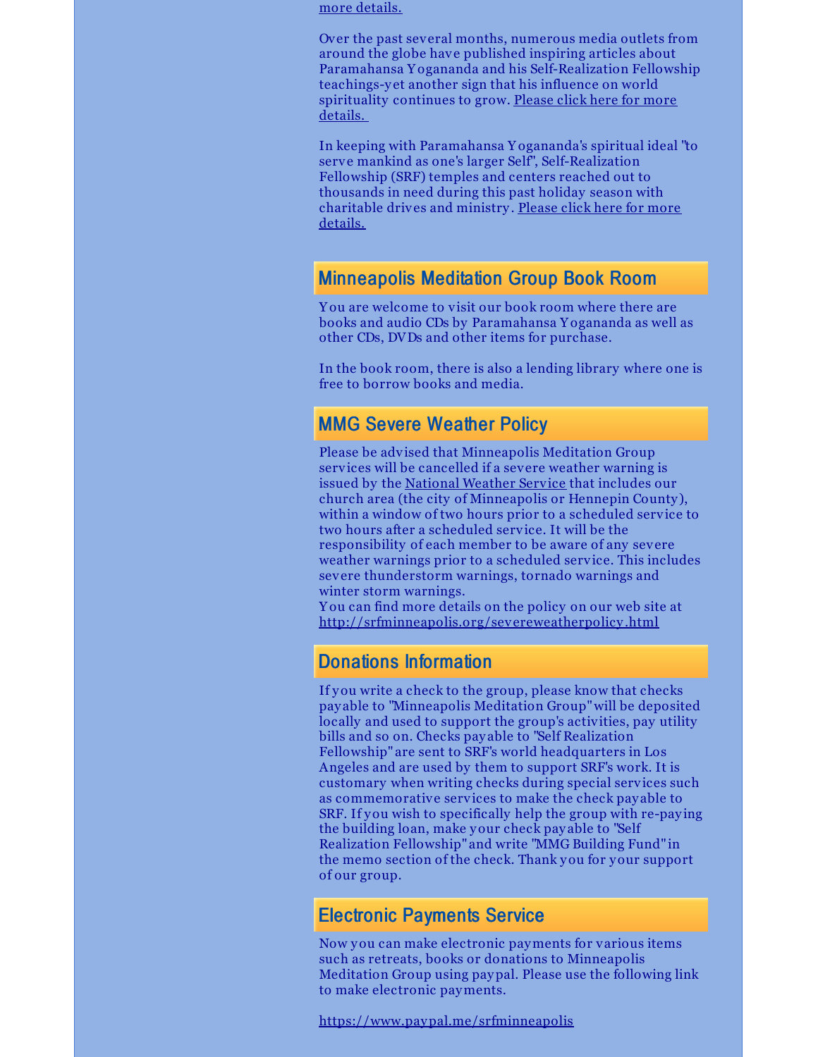more details.

Over the past several months, numerous media outlets from around the globe have published inspiring articles about Paramahansa Yogananda and his Self-Realization Fellowship teachings-yet another sign that his influence on world spirituality continues to grow. Please click here for more details.

In keeping with Paramahansa Yogananda's spiritual ideal "to serve mankind as one's larger Self", Self-Realization Fellowship (SRF) temples and centers reached out to thousands in need during this past holiday season with charitable drives and ministry. Please click here for more details.

## Minneapolis Meditation Group Book Room

You are welcome to visit our book room where there are books and audio CDs by Paramahansa Yogananda as well as other CDs, DVDs and other items for purchase.

In the book room, there is also a lending library where one is free to borrow books and media.

## MMG Severe Weather Policy

Please be advised that Minneapolis Meditation Group services will be cancelled if a severe weather warning is issued by the National Weather Service that includes our church area (the city of Minneapolis or Hennepin County), within a window of two hours prior to a scheduled service to two hours after a scheduled service. It will be the responsibility of each member to be aware of any severe weather warnings prior to a scheduled service. This includes severe thunderstorm warnings, tornado warnings and winter storm warnings.
You can find more details on the policy on our web site at http://srfminneapolis.org/severeweatherpolicy.html

## Donations Information

If you write a check to the group, please know that checks payable to "Minneapolis Meditation Group" will be deposited locally and used to support the group's activities, pay utility bills and so on. Checks payable to "Self Realization Fellowship" are sent to SRF's world headquarters in Los Angeles and are used by them to support SRF's work. It is customary when writing checks during special services such as commemorative services to make the check payable to SRF. If you wish to specifically help the group with re-paying the building loan, make your check payable to "Self Realization Fellowship" and write "MMG Building Fund" in the memo section of the check. Thank you for your support of our group.

## Electronic Payments Service

Now you can make electronic payments for various items such as retreats, books or donations to Minneapolis Meditation Group using paypal. Please use the following link to make electronic payments.

https://www.paypal.me/srfminneapolis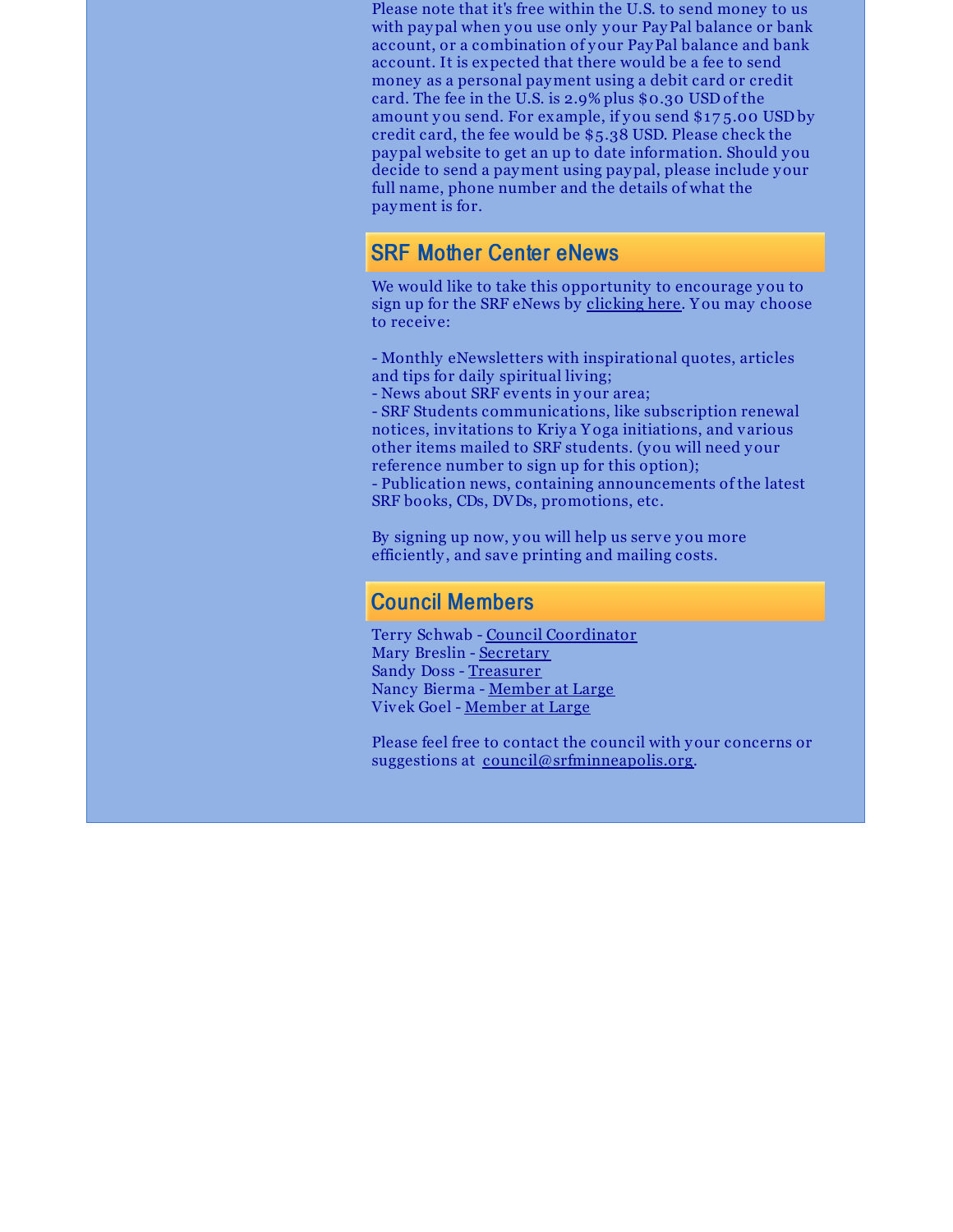Please note that it's free within the U.S. to send money to us with paypal when you use only your PayPal balance or bank account, or a combination of your PayPal balance and bank account. It is expected that there would be a fee to send money as a personal payment using a debit card or credit card. The fee in the U.S. is 2.9% plus $0.30 USD of the amount you send. For example, if you send $175.00 USD by credit card, the fee would be $5.38 USD. Please check the paypal website to get an up to date information. Should you decide to send a payment using paypal, please include your full name, phone number and the details of what the payment is for.

## SRF Mother Center eNews

We would like to take this opportunity to encourage you to sign up for the SRF eNews by clicking here. You may choose to receive:

- Monthly eNewsletters with inspirational quotes, articles and tips for daily spiritual living;
- News about SRF events in your area;
- SRF Students communications, like subscription renewal notices, invitations to Kriya Yoga initiations, and various other items mailed to SRF students. (you will need your reference number to sign up for this option);
- Publication news, containing announcements of the latest SRF books, CDs, DVDs, promotions, etc.

By signing up now, you will help us serve you more efficiently, and save printing and mailing costs.

## Council Members

Terry Schwab - Council Coordinator
Mary Breslin - Secretary
Sandy Doss - Treasurer
Nancy Bierma - Member at Large
Vivek Goel - Member at Large

Please feel free to contact the council with your concerns or suggestions at council@srfminneapolis.org.